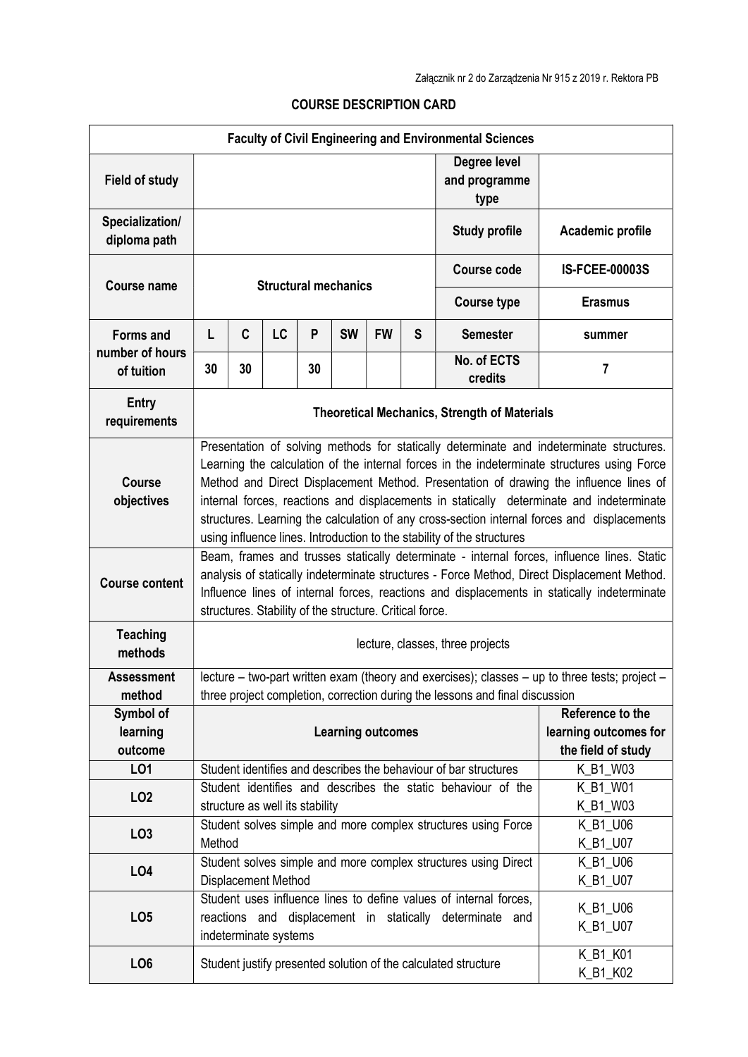Załącznik nr 2 do Zarządzenia Nr 915 z 2019 r. Rektora PB

## COURSE DESCRIPTION CARD

| Faculty of Civil Engineering and Environmental Sciences | | | | | | | | | |
|---|---|---|---|---|---|---|---|---|---|
| **Field of study** | | | | | | | | **Degree level and programme type** | |
| **Specialization/ diploma path** | | | | | | | | **Study profile** | **Academic profile** |
| **Course name** | **Structural mechanics** | | | | | | | **Course code** | **IS-FCEE-00003S** |
| | | | | | | | | **Course type** | **Erasmus** |
| **Forms and number of hours of tuition** | **L** | **C** | **LC** | **P** | **SW** | **FW** | **S** | **Semester** | **summer** |
| | **30** | **30** | | **30** | | | | **No. of ECTS credits** | **7** |
| **Entry requirements** | **Theoretical Mechanics, Strength of Materials** | | | | | | | | |
| **Course objectives** | Presentation of solving methods for statically determinate and indeterminate structures. Learning the calculation of the internal forces in the indeterminate structures using Force Method and Direct Displacement Method. Presentation of drawing the influence lines of internal forces, reactions and displacements in statically determinate and indeterminate structures. Learning the calculation of any cross-section internal forces and displacements using influence lines. Introduction to the stability of the structures | | | | | | | | |
| **Course content** | Beam, frames and trusses statically determinate - internal forces, influence lines. Static analysis of statically indeterminate structures - Force Method, Direct Displacement Method. Influence lines of internal forces, reactions and displacements in statically indeterminate structures. Stability of the structure. Critical force. | | | | | | | | |
| **Teaching methods** | lecture, classes, three projects | | | | | | | | |
| **Assessment method** | lecture – two-part written exam (theory and exercises); classes – up to three tests; project – three project completion, correction during the lessons and final discussion | | | | | | | | |
| **Symbol of learning outcome** | **Learning outcomes** | | | | | | | | **Reference to the learning outcomes for the field of study** |
| **LO1** | Student identifies and describes the behaviour of bar structures | | | | | | | | K_B1_W03 |
| **LO2** | Student identifies and describes the static behaviour of the structure as well its stability | | | | | | | | K_B1_W01<br>K_B1_W03 |
| **LO3** | Student solves simple and more complex structures using Force Method | | | | | | | | K_B1_U06<br>K_B1_U07 |
| **LO4** | Student solves simple and more complex structures using Direct Displacement Method | | | | | | | | K_B1_U06<br>K_B1_U07 |
| **LO5** | Student uses influence lines to define values of internal forces, reactions and displacement in statically determinate and indeterminate systems | | | | | | | | K_B1_U06<br>K_B1_U07 |
| **LO6** | Student justify presented solution of the calculated structure | | | | | | | | K_B1_K01<br>K_B1_K02 |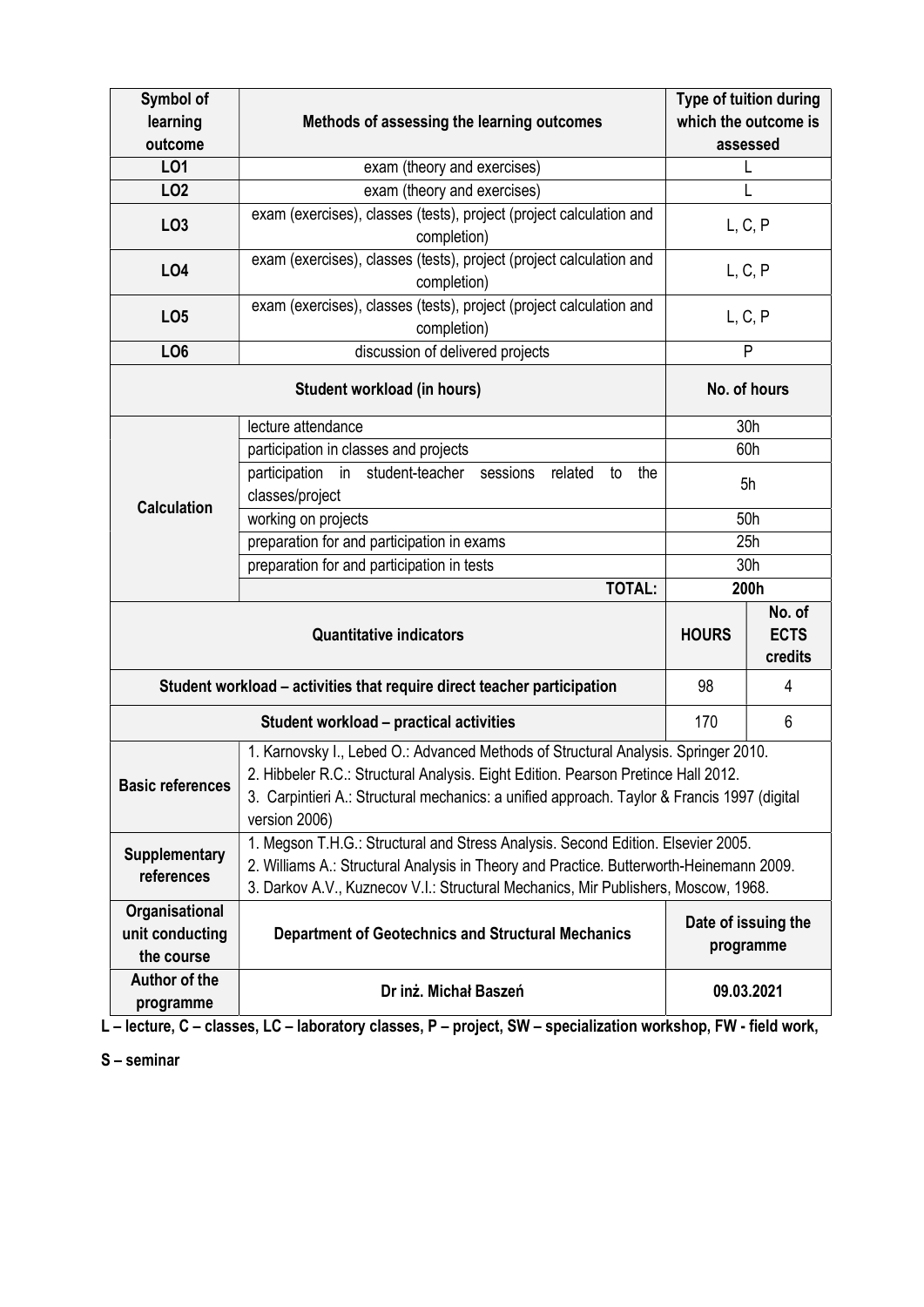| Symbol of learning outcome | Methods of assessing the learning outcomes | Type of tuition during which the outcome is assessed |
|---|---|---|
| **LO1** | exam (theory and exercises) | L |
| **LO2** | exam (theory and exercises) | L |
| **LO3** | exam (exercises), classes (tests), project (project calculation and completion) | L, C, P |
| **LO4** | exam (exercises), classes (tests), project (project calculation and completion) | L, C, P |
| **LO5** | exam (exercises), classes (tests), project (project calculation and completion) | L, C, P |
| **LO6** | discussion of delivered projects | P |

| **Student workload (in hours)** | | **No. of hours** | |
|---|---|---|---|
| **Calculation** | lecture attendance | 30h | |
| | participation in classes and projects | 60h | |
| | participation in student-teacher sessions related to the classes/project | 5h | |
| | working on projects | 50h | |
| | preparation for and participation in exams | 25h | |
| | preparation for and participation in tests | 30h | |
| | **TOTAL:** | **200h** | |
| **Quantitative indicators** | | **HOURS** | **No. of ECTS credits** |
| **Student workload – activities that require direct teacher participation** | | 98 | 4 |
| **Student workload – practical activities** | | 170 | 6 |

| | |
|---|---|
| **Basic references** | 1. Karnovsky I., Lebed O.: Advanced Methods of Structural Analysis. Springer 2010.<br>2. Hibbeler R.C.: Structural Analysis. Eight Edition. Pearson Pretince Hall 2012.<br>3. Carpintieri A.: Structural mechanics: a unified approach. Taylor & Francis 1997 (digital version 2006) |
| **Supplementary references** | 1. Megson T.H.G.: Structural and Stress Analysis. Second Edition. Elsevier 2005.<br>2. Williams A.: Structural Analysis in Theory and Practice. Butterworth-Heinemann 2009.<br>3. Darkov A.V., Kuznecov V.I.: Structural Mechanics, Mir Publishers, Moscow, 1968. |

| | | |
|---|---|---|
| **Organisational unit conducting the course** | **Department of Geotechnics and Structural Mechanics** | **Date of issuing the programme** |
| **Author of the programme** | **Dr inż. Michał Baszeń** | **09.03.2021** |

**L – lecture, C – classes, LC – laboratory classes, P – project, SW – specialization workshop, FW - field work, S – seminar**